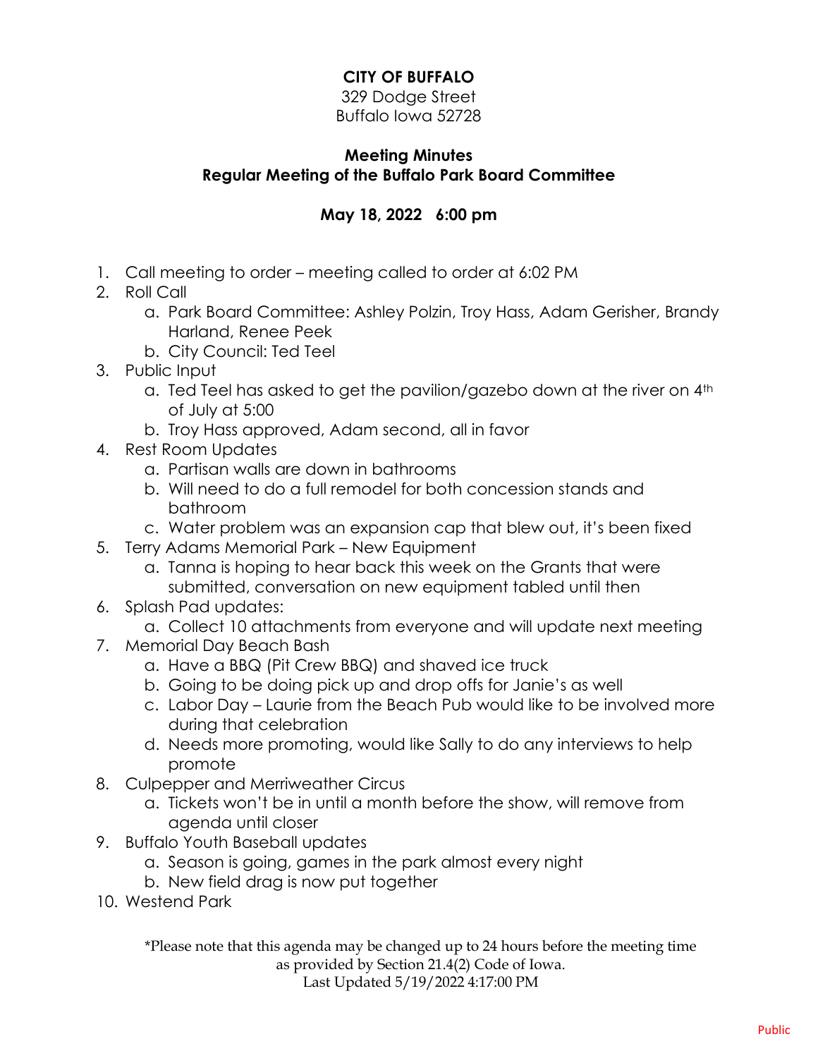**CITY OF BUFFALO**

329 Dodge Street
Buffalo Iowa 52728

**Meeting Minutes**
**Regular Meeting of the Buffalo Park Board Committee**

**May 18, 2022 6:00 pm**

1. Call meeting to order – meeting called to order at 6:02 PM
2. Roll Call
   a. Park Board Committee: Ashley Polzin, Troy Hass, Adam Gerisher, Brandy Harland, Renee Peek
   b. City Council: Ted Teel
3. Public Input
   a. Ted Teel has asked to get the pavilion/gazebo down at the river on 4th of July at 5:00
   b. Troy Hass approved, Adam second, all in favor
4. Rest Room Updates
   a. Partisan walls are down in bathrooms
   b. Will need to do a full remodel for both concession stands and bathroom
   c. Water problem was an expansion cap that blew out, it's been fixed
5. Terry Adams Memorial Park – New Equipment
   a. Tanna is hoping to hear back this week on the Grants that were submitted, conversation on new equipment tabled until then
6. Splash Pad updates:
   a. Collect 10 attachments from everyone and will update next meeting
7. Memorial Day Beach Bash
   a. Have a BBQ (Pit Crew BBQ) and shaved ice truck
   b. Going to be doing pick up and drop offs for Janie's as well
   c. Labor Day – Laurie from the Beach Pub would like to be involved more during that celebration
   d. Needs more promoting, would like Sally to do any interviews to help promote
8. Culpepper and Merriweather Circus
   a. Tickets won't be in until a month before the show, will remove from agenda until closer
9. Buffalo Youth Baseball updates
   a. Season is going, games in the park almost every night
   b. New field drag is now put together
10. Westend Park

*Please note that this agenda may be changed up to 24 hours before the meeting time as provided by Section 21.4(2) Code of Iowa.
Last Updated 5/19/2022 4:17:00 PM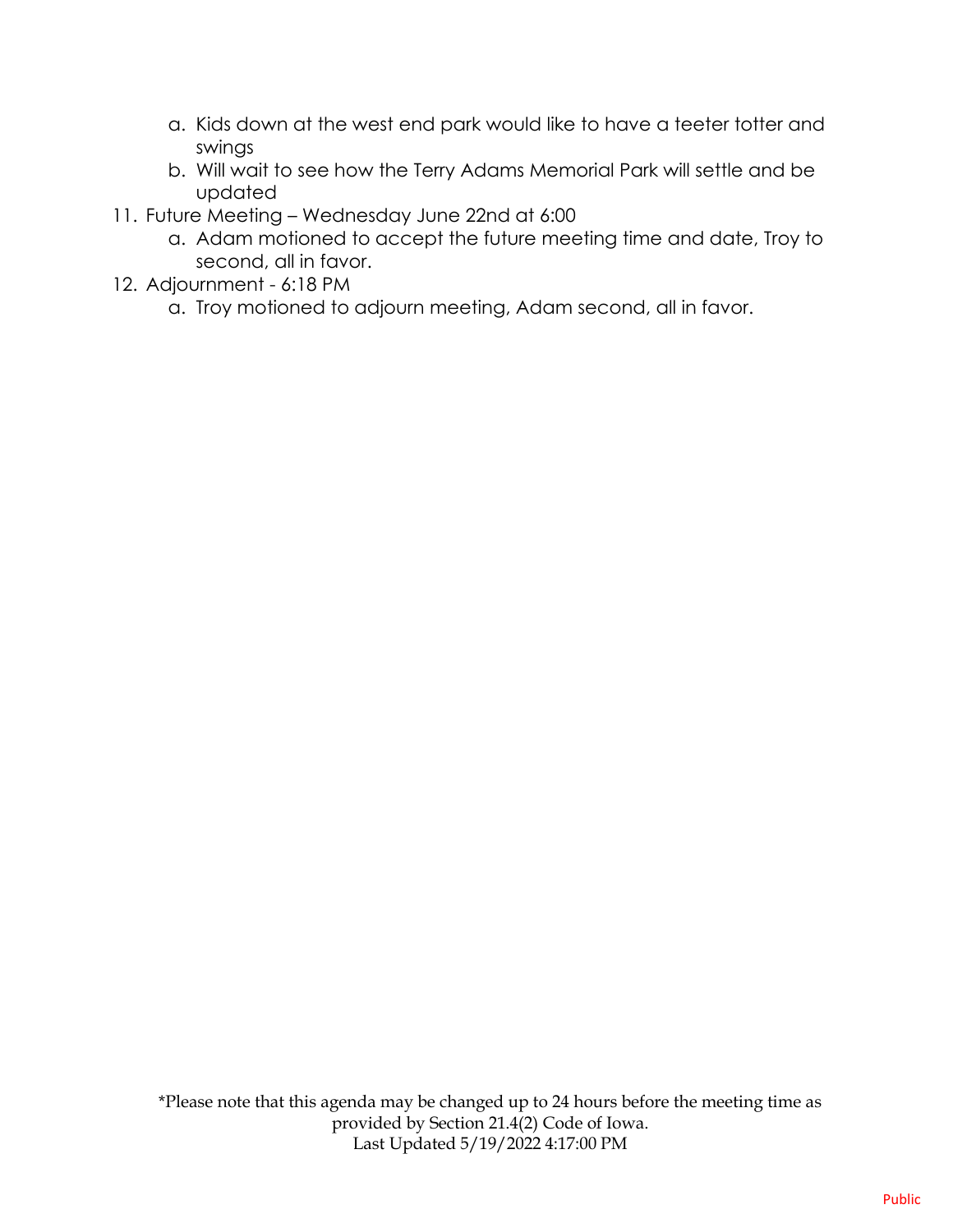a. Kids down at the west end park would like to have a teeter totter and swings
   b. Will wait to see how the Terry Adams Memorial Park will settle and be updated

11. Future Meeting – Wednesday June 22nd at 6:00
    a. Adam motioned to accept the future meeting time and date, Troy to second, all in favor.
12. Adjournment - 6:18 PM
    a. Troy motioned to adjourn meeting, Adam second, all in favor.

*Please note that this agenda may be changed up to 24 hours before the meeting time as provided by Section 21.4(2) Code of Iowa.
Last Updated 5/19/2022 4:17:00 PM

Public